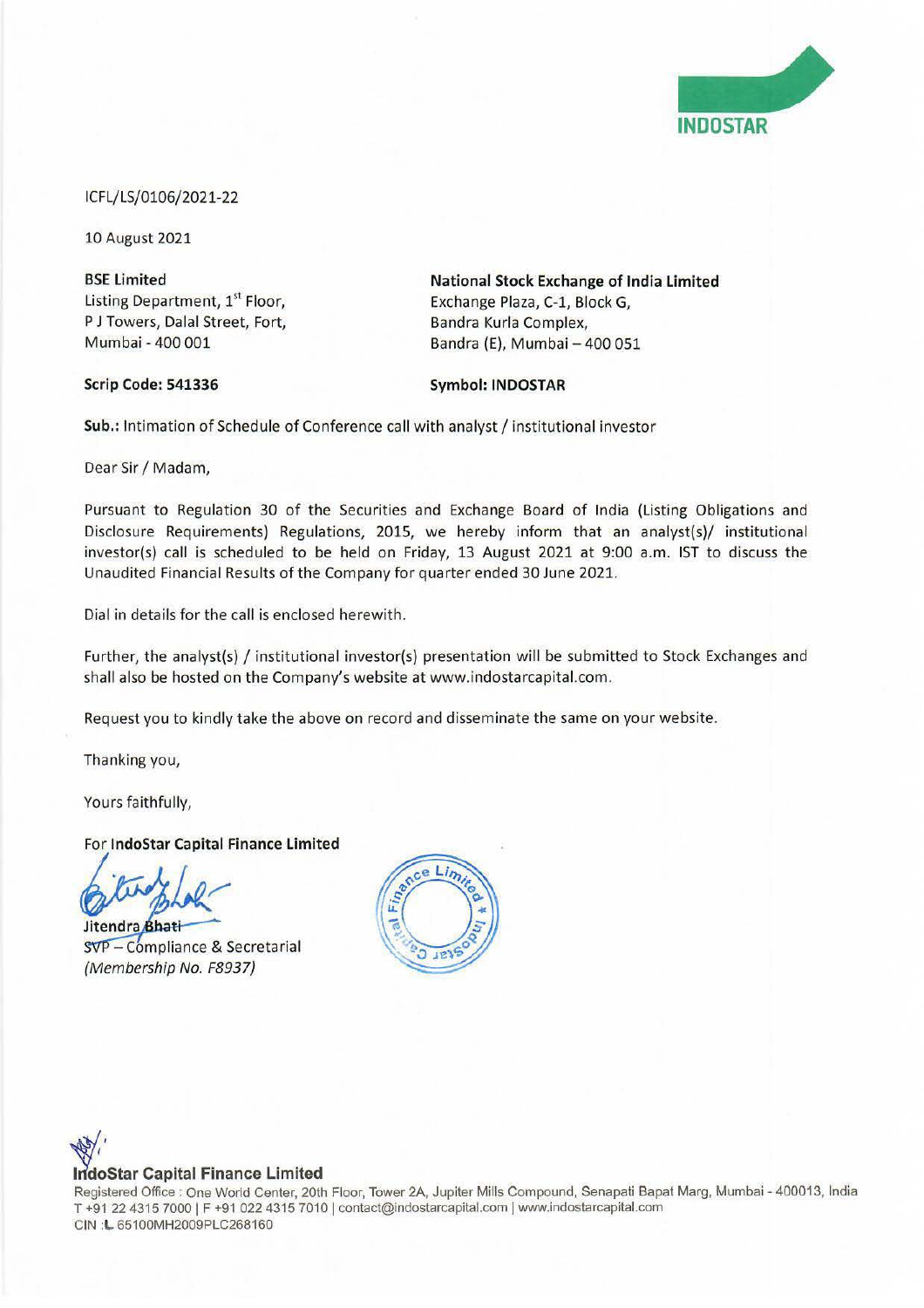INDOSTAR

ICFL/LS/0106/2021-22

10 August 2021

**BSE Limited**
Listing Department, 1st Floor,
P J Towers, Dalal Street, Fort,
Mumbai - 400 001

**National Stock Exchange of India Limited**
Exchange Plaza, C-1, Block G,
Bandra Kurla Complex,
Bandra (E), Mumbai – 400 051

**Scrip Code: 541336**

**Symbol: INDOSTAR**

**Sub.:** Intimation of Schedule of Conference call with analyst / institutional investor

Dear Sir / Madam,

Pursuant to Regulation 30 of the Securities and Exchange Board of India (Listing Obligations and Disclosure Requirements) Regulations, 2015, we hereby inform that an analyst(s)/ institutional investor(s) call is scheduled to be held on Friday, 13 August 2021 at 9:00 a.m. IST to discuss the Unaudited Financial Results of the Company for quarter ended 30 June 2021.

Dial in details for the call is enclosed herewith.

Further, the analyst(s) / institutional investor(s) presentation will be submitted to Stock Exchanges and shall also be hosted on the Company's website at www.indostarcapital.com.

Request you to kindly take the above on record and disseminate the same on your website.

Thanking you,

Yours faithfully,

For **IndoStar Capital Finance Limited**

Jitendra Bhati
SVP – Compliance & Secretarial
*(Membership No. F8937)*

**IndoStar Capital Finance Limited**
Registered Office : One World Center, 20th Floor, Tower 2A, Jupiter Mills Compound, Senapati Bapat Marg, Mumbai - 400013, India
T +91 22 4315 7000 | F +91 022 4315 7010 | contact@indostarcapital.com | www.indostarcapital.com
CIN : L 65100MH2009PLC268160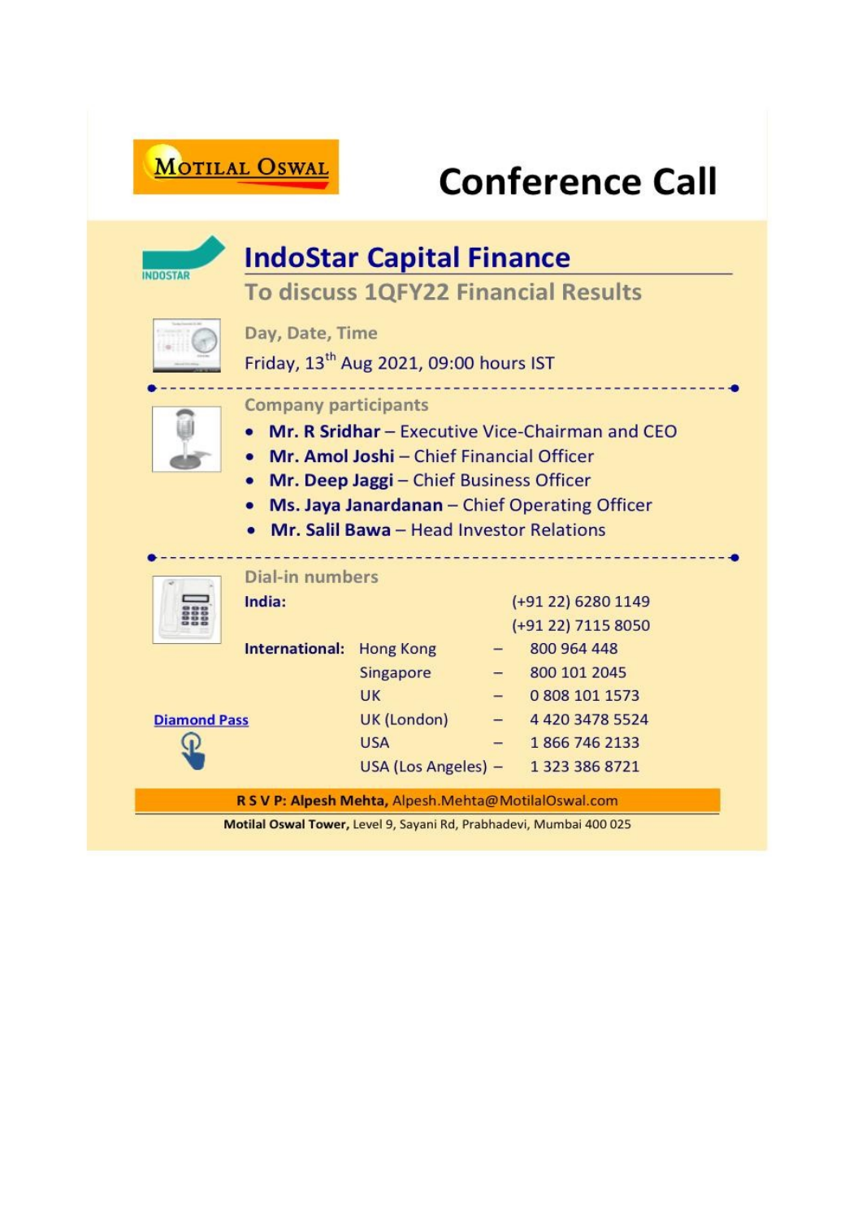MOTILAL OSWAL

# Conference Call

## IndoStar Capital Finance

### To discuss 1QFY22 Financial Results

**Day, Date, Time**

Friday, 13th Aug 2021, 09:00 hours IST

**Company participants**

- **Mr. R Sridhar** – Executive Vice-Chairman and CEO
- **Mr. Amol Joshi** – Chief Financial Officer
- **Mr. Deep Jaggi** – Chief Business Officer
- **Ms. Jaya Janardanan** – Chief Operating Officer
- **Mr. Salil Bawa** – Head Investor Relations

**Dial-in numbers**

| | | |
|---|---|---|
| **India:** | | (+91 22) 6280 1149 |
| | | (+91 22) 7115 8050 |
| **International:** | Hong Kong | 800 964 448 |
| | Singapore | 800 101 2045 |
| | UK | 0 808 101 1573 |
| | UK (London) | 4 420 3478 5524 |
| | USA | 1 866 746 2133 |
| | USA (Los Angeles) | 1 323 386 8721 |

Diamond Pass

**R S V P: Alpesh Mehta,** Alpesh.Mehta@MotilalOswal.com

**Motilal Oswal Tower,** Level 9, Sayani Rd, Prabhadevi, Mumbai 400 025